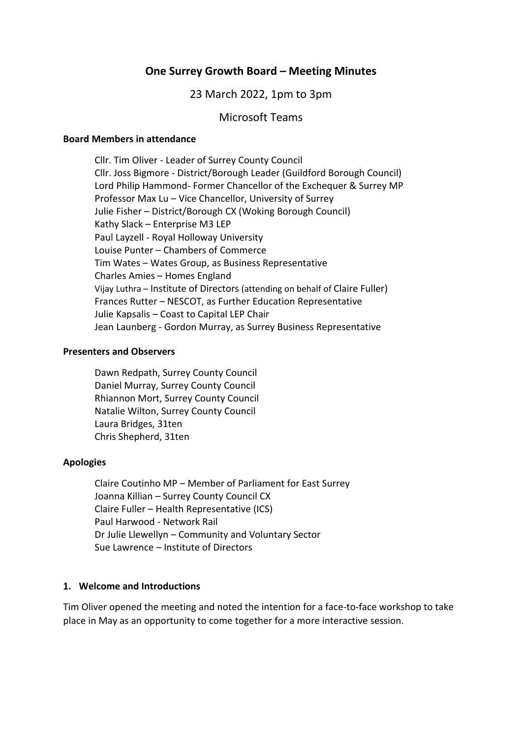# One Surrey Growth Board – Meeting Minutes

23 March 2022, 1pm to 3pm

Microsoft Teams

**Board Members in attendance**

Cllr. Tim Oliver - Leader of Surrey County Council
Cllr. Joss Bigmore - District/Borough Leader (Guildford Borough Council)
Lord Philip Hammond- Former Chancellor of the Exchequer & Surrey MP
Professor Max Lu – Vice Chancellor, University of Surrey
Julie Fisher – District/Borough CX (Woking Borough Council)
Kathy Slack – Enterprise M3 LEP
Paul Layzell - Royal Holloway University
Louise Punter – Chambers of Commerce
Tim Wates – Wates Group, as Business Representative
Charles Amies – Homes England
Vijay Luthra – Institute of Directors (attending on behalf of Claire Fuller)
Frances Rutter – NESCOT, as Further Education Representative
Julie Kapsalis – Coast to Capital LEP Chair
Jean Launberg - Gordon Murray, as Surrey Business Representative

**Presenters and Observers**

Dawn Redpath, Surrey County Council
Daniel Murray, Surrey County Council
Rhiannon Mort, Surrey County Council
Natalie Wilton, Surrey County Council
Laura Bridges, 31ten
Chris Shepherd, 31ten

**Apologies**

Claire Coutinho MP – Member of Parliament for East Surrey
Joanna Killian – Surrey County Council CX
Claire Fuller – Health Representative (ICS)
Paul Harwood - Network Rail
Dr Julie Llewellyn – Community and Voluntary Sector
Sue Lawrence – Institute of Directors

**1. Welcome and Introductions**

Tim Oliver opened the meeting and noted the intention for a face-to-face workshop to take place in May as an opportunity to come together for a more interactive session.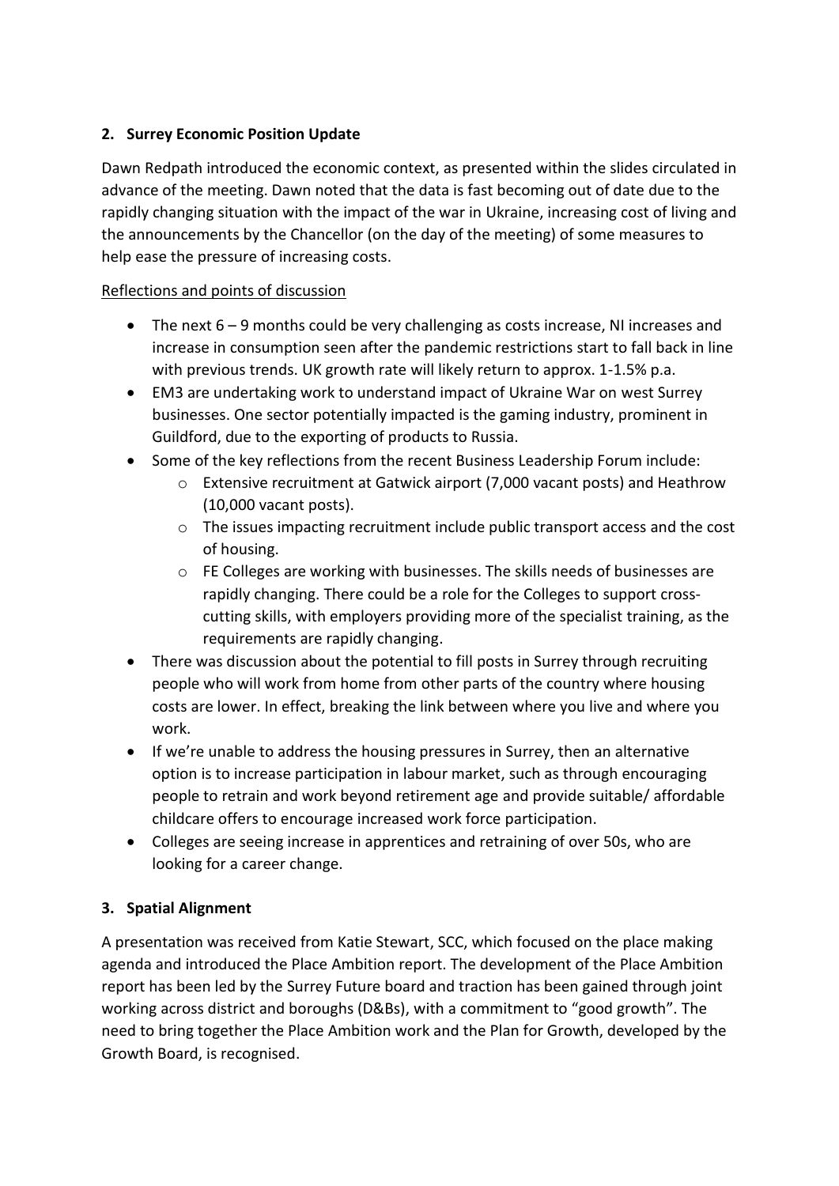## 2. Surrey Economic Position Update

Dawn Redpath introduced the economic context, as presented within the slides circulated in advance of the meeting. Dawn noted that the data is fast becoming out of date due to the rapidly changing situation with the impact of the war in Ukraine, increasing cost of living and the announcements by the Chancellor (on the day of the meeting) of some measures to help ease the pressure of increasing costs.

<u>Reflections and points of discussion</u>

- The next 6 – 9 months could be very challenging as costs increase, NI increases and increase in consumption seen after the pandemic restrictions start to fall back in line with previous trends. UK growth rate will likely return to approx. 1-1.5% p.a.
- EM3 are undertaking work to understand impact of Ukraine War on west Surrey businesses. One sector potentially impacted is the gaming industry, prominent in Guildford, due to the exporting of products to Russia.
- Some of the key reflections from the recent Business Leadership Forum include:
  - Extensive recruitment at Gatwick airport (7,000 vacant posts) and Heathrow (10,000 vacant posts).
  - The issues impacting recruitment include public transport access and the cost of housing.
  - FE Colleges are working with businesses. The skills needs of businesses are rapidly changing. There could be a role for the Colleges to support cross-cutting skills, with employers providing more of the specialist training, as the requirements are rapidly changing.
- There was discussion about the potential to fill posts in Surrey through recruiting people who will work from home from other parts of the country where housing costs are lower. In effect, breaking the link between where you live and where you work.
- If we're unable to address the housing pressures in Surrey, then an alternative option is to increase participation in labour market, such as through encouraging people to retrain and work beyond retirement age and provide suitable/ affordable childcare offers to encourage increased work force participation.
- Colleges are seeing increase in apprentices and retraining of over 50s, who are looking for a career change.

## 3. Spatial Alignment

A presentation was received from Katie Stewart, SCC, which focused on the place making agenda and introduced the Place Ambition report. The development of the Place Ambition report has been led by the Surrey Future board and traction has been gained through joint working across district and boroughs (D&Bs), with a commitment to "good growth". The need to bring together the Place Ambition work and the Plan for Growth, developed by the Growth Board, is recognised.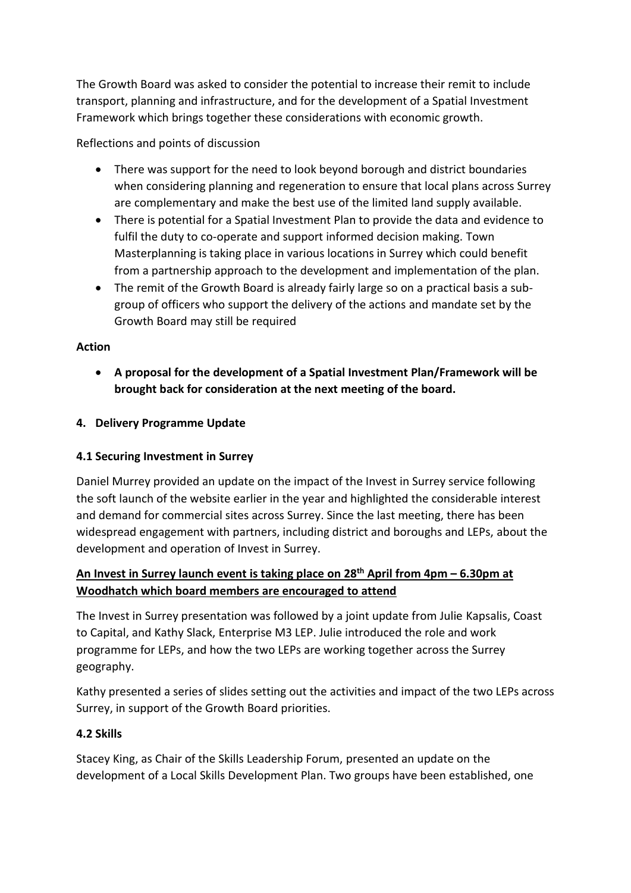The Growth Board was asked to consider the potential to increase their remit to include transport, planning and infrastructure, and for the development of a Spatial Investment Framework which brings together these considerations with economic growth.

Reflections and points of discussion

- There was support for the need to look beyond borough and district boundaries when considering planning and regeneration to ensure that local plans across Surrey are complementary and make the best use of the limited land supply available.
- There is potential for a Spatial Investment Plan to provide the data and evidence to fulfil the duty to co-operate and support informed decision making. Town Masterplanning is taking place in various locations in Surrey which could benefit from a partnership approach to the development and implementation of the plan.
- The remit of the Growth Board is already fairly large so on a practical basis a sub-group of officers who support the delivery of the actions and mandate set by the Growth Board may still be required

**Action**

- **A proposal for the development of a Spatial Investment Plan/Framework will be brought back for consideration at the next meeting of the board.**

## 4. Delivery Programme Update

### 4.1 Securing Investment in Surrey

Daniel Murrey provided an update on the impact of the Invest in Surrey service following the soft launch of the website earlier in the year and highlighted the considerable interest and demand for commercial sites across Surrey. Since the last meeting, there has been widespread engagement with partners, including district and boroughs and LEPs, about the development and operation of Invest in Surrey.

**An Invest in Surrey launch event is taking place on 28th April from 4pm – 6.30pm at Woodhatch which board members are encouraged to attend**

The Invest in Surrey presentation was followed by a joint update from Julie Kapsalis, Coast to Capital, and Kathy Slack, Enterprise M3 LEP. Julie introduced the role and work programme for LEPs, and how the two LEPs are working together across the Surrey geography.

Kathy presented a series of slides setting out the activities and impact of the two LEPs across Surrey, in support of the Growth Board priorities.

### 4.2 Skills

Stacey King, as Chair of the Skills Leadership Forum, presented an update on the development of a Local Skills Development Plan. Two groups have been established, one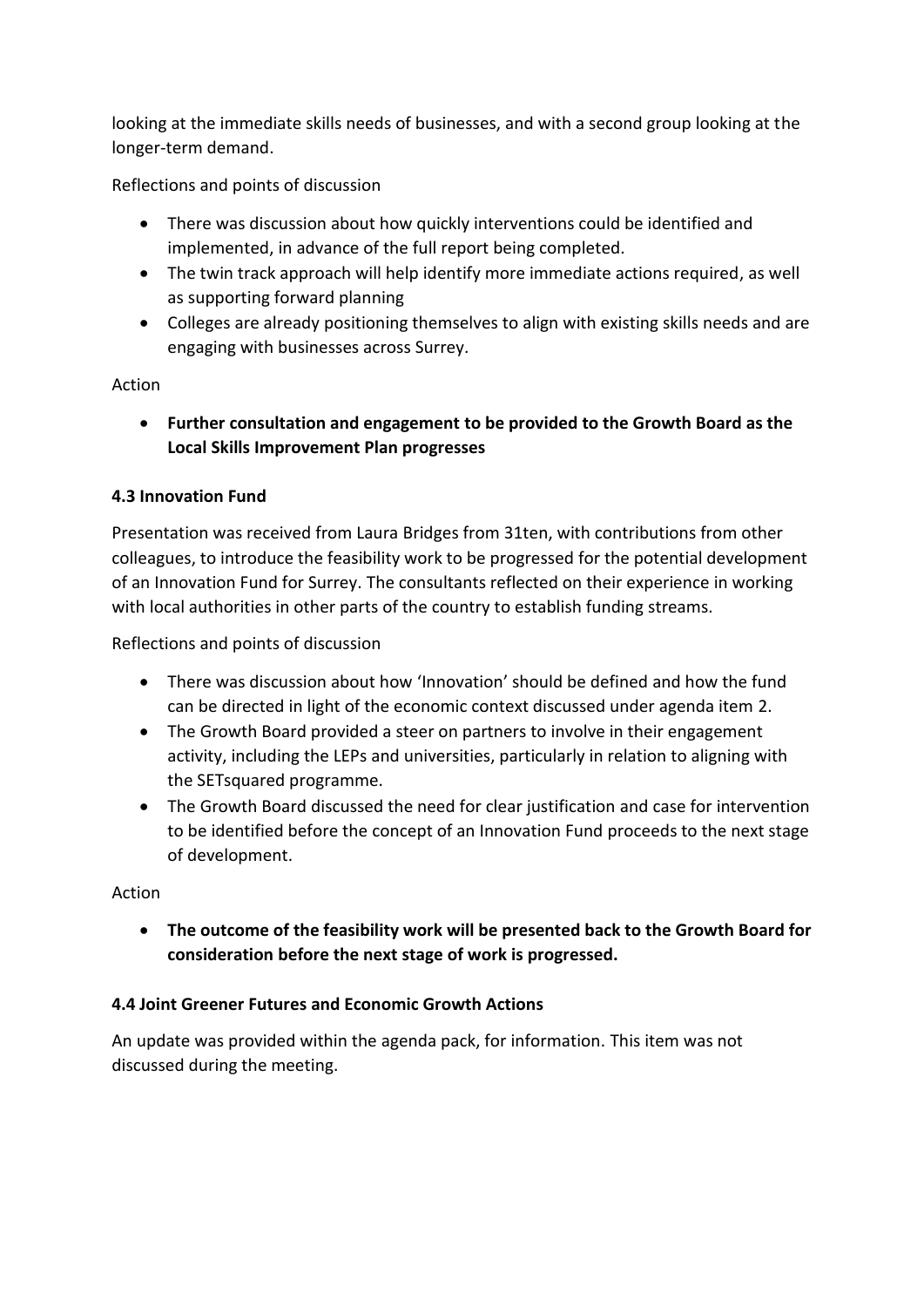looking at the immediate skills needs of businesses, and with a second group looking at the longer-term demand.

Reflections and points of discussion

- There was discussion about how quickly interventions could be identified and implemented, in advance of the full report being completed.
- The twin track approach will help identify more immediate actions required, as well as supporting forward planning
- Colleges are already positioning themselves to align with existing skills needs and are engaging with businesses across Surrey.

Action

- **Further consultation and engagement to be provided to the Growth Board as the Local Skills Improvement Plan progresses**

### 4.3 Innovation Fund

Presentation was received from Laura Bridges from 31ten, with contributions from other colleagues, to introduce the feasibility work to be progressed for the potential development of an Innovation Fund for Surrey. The consultants reflected on their experience in working with local authorities in other parts of the country to establish funding streams.

Reflections and points of discussion

- There was discussion about how 'Innovation' should be defined and how the fund can be directed in light of the economic context discussed under agenda item 2.
- The Growth Board provided a steer on partners to involve in their engagement activity, including the LEPs and universities, particularly in relation to aligning with the SETsquared programme.
- The Growth Board discussed the need for clear justification and case for intervention to be identified before the concept of an Innovation Fund proceeds to the next stage of development.

Action

- **The outcome of the feasibility work will be presented back to the Growth Board for consideration before the next stage of work is progressed.**

### 4.4 Joint Greener Futures and Economic Growth Actions

An update was provided within the agenda pack, for information. This item was not discussed during the meeting.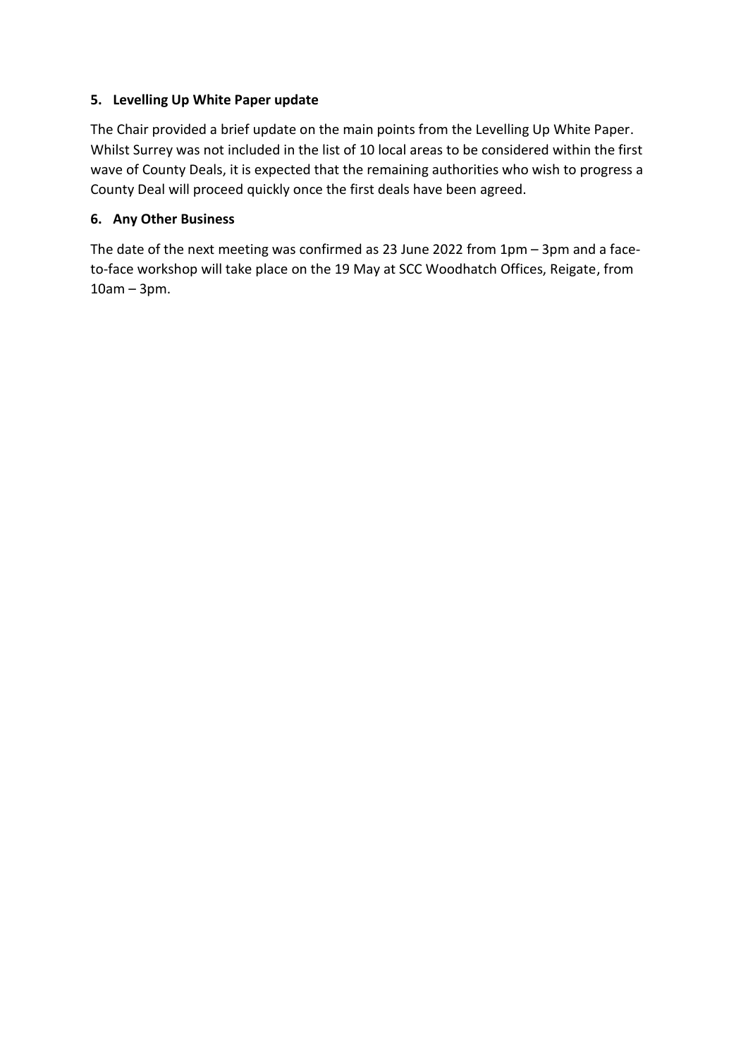### 5. Levelling Up White Paper update

The Chair provided a brief update on the main points from the Levelling Up White Paper. Whilst Surrey was not included in the list of 10 local areas to be considered within the first wave of County Deals, it is expected that the remaining authorities who wish to progress a County Deal will proceed quickly once the first deals have been agreed.

### 6. Any Other Business

The date of the next meeting was confirmed as 23 June 2022 from 1pm – 3pm and a face-to-face workshop will take place on the 19 May at SCC Woodhatch Offices, Reigate, from 10am – 3pm.